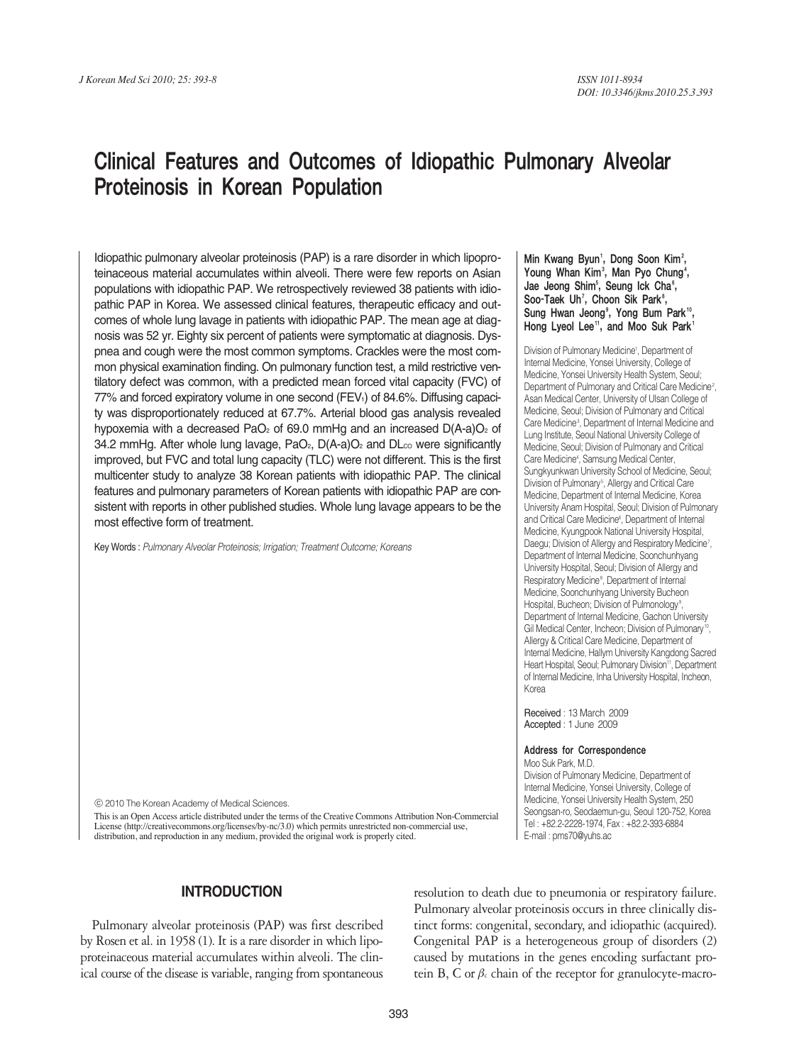# Clinical Features and Outcomes of Idiopathic Pulmonary Alveolar Proteinosis in Korean Population

Min Kwang Byun[1], Dong Soon Kim[2], Young Whan Kim[3], Man Pyo Chung[4], Jae Jeong Shim[5], Seung Ick Cha[6], Soo-Taek Uh[7], Choon Sik Park[8], Sung Hwan Jeong[9], Yong Bum Park[10], Hong Lyeol Lee[11], and Moo Suk Park[1]

Division of Pulmonary Medicine[1], Department of Internal Medicine, Yonsei University, College of Medicine, Yonsei University Health System, Seoul; Department of Pulmonary and Critical Care Medicine[2], Asan Medical Center, University of Ulsan College of Medicine, Seoul; Division of Pulmonary and Critical Care Medicine[3], Department of Internal Medicine and Lung Institute, Seoul National University College of Medicine, Seoul; Division of Pulmonary and Critical Care Medicine[4], Samsung Medical Center, Sungkyunkwan University School of Medicine, Seoul; Division of Pulmonary[5], Allergy and Critical Care Medicine, Department of Internal Medicine, Korea University Anam Hospital, Seoul; Division of Pulmonary and Critical Care Medicine[6], Department of Internal Medicine, Kyungpook National University Hospital, Daegu; Division of Allergy and Respiratory Medicine[7], Department of Internal Medicine, Soonchunhyang University Hospital, Seoul; Division of Allergy and Respiratory Medicine[8], Department of Internal Medicine, Soonchunhyang University Bucheon Hospital, Bucheon; Division of Pulmonology[9], Department of Internal Medicine, Gachon University Gil Medical Center, Incheon; Division of Pulmonary[10], Allergy & Critical Care Medicine, Department of Internal Medicine, Hallym University Kangdong Sacred Heart Hospital, Seoul; Pulmonary Division[11], Department of Internal Medicine, Inha University Hospital, Incheon, Korea

Idiopathic pulmonary alveolar proteinosis (PAP) is a rare disorder in which lipoproteinaceous material accumulates within alveoli. There were few reports on Asian populations with idiopathic PAP. We retrospectively reviewed 38 patients with idiopathic PAP in Korea. We assessed clinical features, therapeutic efficacy and outcomes of whole lung lavage in patients with idiopathic PAP. The mean age at diagnosis was 52 yr. Eighty six percent of patients were symptomatic at diagnosis. Dyspnea and cough were the most common symptoms. Crackles were the most common physical examination finding. On pulmonary function test, a mild restrictive ventilatory defect was common, with a predicted mean forced vital capacity (FVC) of 77% and forced expiratory volume in one second ($FEV_1$) of 84.6%. Diffusing capacity was disproportionately reduced at 67.7%. Arterial blood gas analysis revealed hypoxemia with a decreased $PaO_2$ of 69.0 mmHg and an increased $D(A\text{-}a)O_2$ of 34.2 mmHg. After whole lung lavage, $PaO_2$, $D(A\text{-}a)O_2$ and $DL_{CO}$ were significantly improved, but FVC and total lung capacity (TLC) were not different. This is the first multicenter study to analyze 38 Korean patients with idiopathic PAP. The clinical features and pulmonary parameters of Korean patients with idiopathic PAP are consistent with reports in other published studies. Whole lung lavage appears to be the most effective form of treatment.

Key Words : *Pulmonary Alveolar Proteinosis; Irrigation; Treatment Outcome; Koreans*

Received : 13 March 2009
Accepted : 1 June 2009

**Address for Correspondence**
Moo Suk Park, M.D.
Division of Pulmonary Medicine, Department of Internal Medicine, Yonsei University, College of Medicine, Yonsei University Health System, 250 Seongsan-ro, Seodaemun-gu, Seoul 120-752, Korea
Tel : +82.2-2228-1974, Fax : +82.2-393-6884
E-mail : pms70@yuhs.ac

© 2010 The Korean Academy of Medical Sciences.
This is an Open Access article distributed under the terms of the Creative Commons Attribution Non-Commercial License (http://creativecommons.org/licenses/by-nc/3.0) which permits unrestricted non-commercial use, distribution, and reproduction in any medium, provided the original work is properly cited.

## INTRODUCTION

Pulmonary alveolar proteinosis (PAP) was first described by Rosen et al. in 1958 (1). It is a rare disorder in which lipoproteinaceous material accumulates within alveoli. The clinical course of the disease is variable, ranging from spontaneous resolution to death due to pneumonia or respiratory failure. Pulmonary alveolar proteinosis occurs in three clinically distinct forms: congenital, secondary, and idiopathic (acquired). Congenital PAP is a heterogeneous group of disorders (2) caused by mutations in the genes encoding surfactant protein B, C or $\beta_c$ chain of the receptor for granulocyte-macro-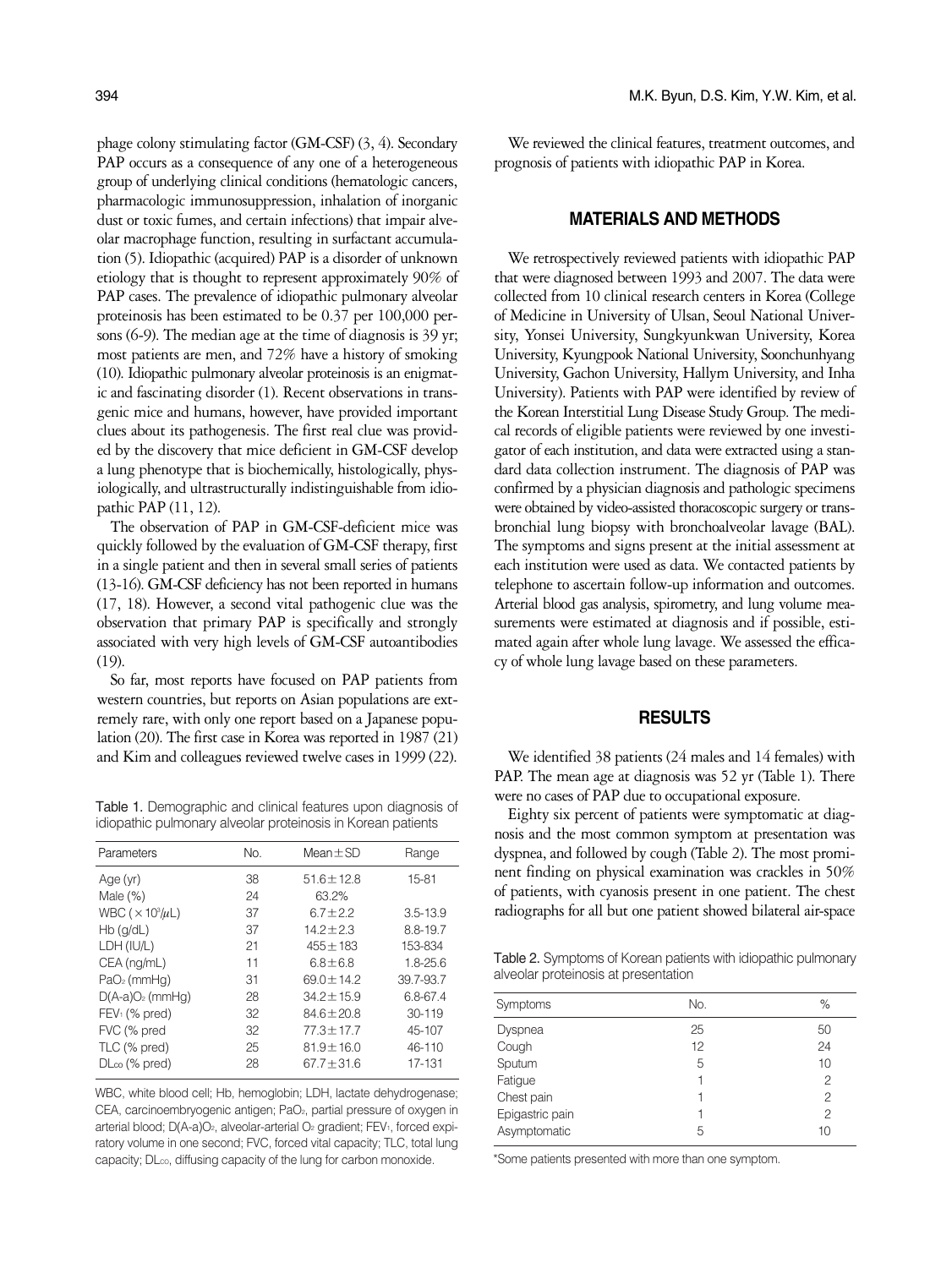phage colony stimulating factor (GM-CSF) (3, 4). Secondary PAP occurs as a consequence of any one of a heterogeneous group of underlying clinical conditions (hematologic cancers, pharmacologic immunosuppression, inhalation of inorganic dust or toxic fumes, and certain infections) that impair alveolar macrophage function, resulting in surfactant accumulation (5). Idiopathic (acquired) PAP is a disorder of unknown etiology that is thought to represent approximately 90% of PAP cases. The prevalence of idiopathic pulmonary alveolar proteinosis has been estimated to be 0.37 per 100,000 persons (6-9). The median age at the time of diagnosis is 39 yr; most patients are men, and 72% have a history of smoking (10). Idiopathic pulmonary alveolar proteinosis is an enigmatic and fascinating disorder (1). Recent observations in transgenic mice and humans, however, have provided important clues about its pathogenesis. The first real clue was provided by the discovery that mice deficient in GM-CSF develop a lung phenotype that is biochemically, histologically, physiologically, and ultrastructurally indistinguishable from idiopathic PAP (11, 12).

The observation of PAP in GM-CSF-deficient mice was quickly followed by the evaluation of GM-CSF therapy, first in a single patient and then in several small series of patients (13-16). GM-CSF deficiency has not been reported in humans (17, 18). However, a second vital pathogenic clue was the observation that primary PAP is specifically and strongly associated with very high levels of GM-CSF autoantibodies (19).

So far, most reports have focused on PAP patients from western countries, but reports on Asian populations are extremely rare, with only one report based on a Japanese population (20). The first case in Korea was reported in 1987 (21) and Kim and colleagues reviewed twelve cases in 1999 (22).

We reviewed the clinical features, treatment outcomes, and prognosis of patients with idiopathic PAP in Korea.

## MATERIALS AND METHODS

We retrospectively reviewed patients with idiopathic PAP that were diagnosed between 1993 and 2007. The data were collected from 10 clinical research centers in Korea (College of Medicine in University of Ulsan, Seoul National University, Yonsei University, Sungkyunkwan University, Korea University, Kyungpook National University, Soonchunhyang University, Gachon University, Hallym University, and Inha University). Patients with PAP were identified by review of the Korean Interstitial Lung Disease Study Group. The medical records of eligible patients were reviewed by one investigator of each institution, and data were extracted using a standard data collection instrument. The diagnosis of PAP was confirmed by a physician diagnosis and pathologic specimens were obtained by video-assisted thoracoscopic surgery or transbronchial lung biopsy with bronchoalveolar lavage (BAL). The symptoms and signs present at the initial assessment at each institution were used as data. We contacted patients by telephone to ascertain follow-up information and outcomes. Arterial blood gas analysis, spirometry, and lung volume measurements were estimated at diagnosis and if possible, estimated again after whole lung lavage. We assessed the efficacy of whole lung lavage based on these parameters.

## RESULTS

We identified 38 patients (24 males and 14 females) with PAP. The mean age at diagnosis was 52 yr (Table 1). There were no cases of PAP due to occupational exposure.

Eighty six percent of patients were symptomatic at diagnosis and the most common symptom at presentation was dyspnea, and followed by cough (Table 2). The most prominent finding on physical examination was crackles in 50% of patients, with cyanosis present in one patient. The chest radiographs for all but one patient showed bilateral air-space

Table 1. Demographic and clinical features upon diagnosis of idiopathic pulmonary alveolar proteinosis in Korean patients

| Parameters | No. | Mean±SD | Range |
|---|---|---|---|
| Age (yr) | 38 | 51.6±12.8 | 15-81 |
| Male (%) | 24 | 63.2% | |
| WBC ($\times 10^3/\mu L$) | 37 | 6.7±2.2 | 3.5-13.9 |
| Hb (g/dL) | 37 | 14.2±2.3 | 8.8-19.7 |
| LDH (IU/L) | 21 | 455±183 | 153-834 |
| CEA (ng/mL) | 11 | 6.8±6.8 | 1.8-25.6 |
| $PaO_2$ (mmHg) | 31 | 69.0±14.2 | 39.7-93.7 |
| $D(A-a)O_2$ (mmHg) | 28 | 34.2±15.9 | 6.8-67.4 |
| $FEV_1$ (% pred) | 32 | 84.6±20.8 | 30-119 |
| FVC (% pred | 32 | 77.3±17.7 | 45-107 |
| TLC (% pred) | 25 | 81.9±16.0 | 46-110 |
| $DL_{CO}$ (% pred) | 28 | 67.7±31.6 | 17-131 |

WBC, white blood cell; Hb, hemoglobin; LDH, lactate dehydrogenase; CEA, carcinoembryogenic antigen; $PaO_2$, partial pressure of oxygen in arterial blood; $D(A-a)O_2$, alveolar-arterial $O_2$ gradient; $FEV_1$, forced expiratory volume in one second; FVC, forced vital capacity; TLC, total lung capacity; $DL_{CO}$, diffusing capacity of the lung for carbon monoxide.

Table 2. Symptoms of Korean patients with idiopathic pulmonary alveolar proteinosis at presentation

| Symptoms | No. | % |
|---|---|---|
| Dyspnea | 25 | 50 |
| Cough | 12 | 24 |
| Sputum | 5 | 10 |
| Fatigue | 1 | 2 |
| Chest pain | 1 | 2 |
| Epigastric pain | 1 | 2 |
| Asymptomatic | 5 | 10 |

*Some patients presented with more than one symptom.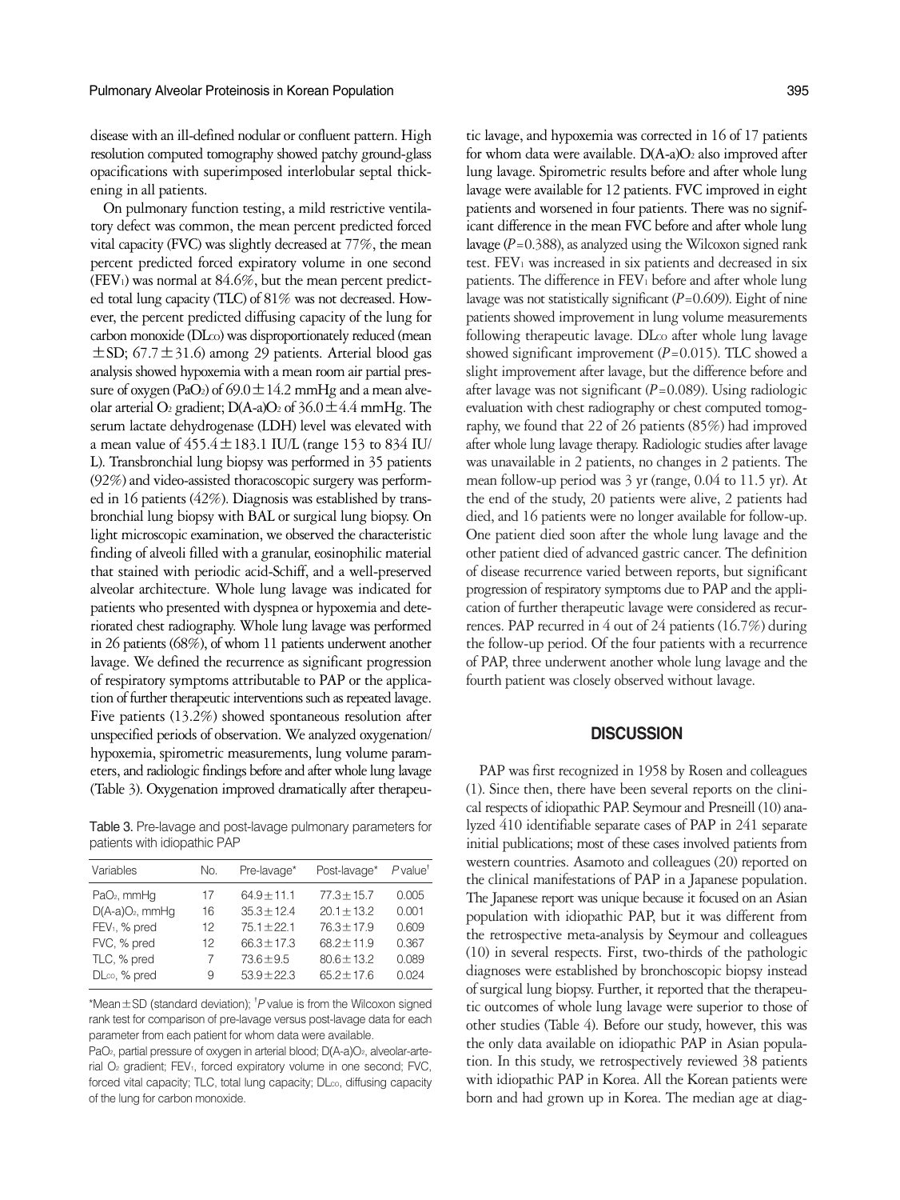disease with an ill-defined nodular or confluent pattern. High resolution computed tomography showed patchy ground-glass opacifications with superimposed interlobular septal thickening in all patients.

On pulmonary function testing, a mild restrictive ventilatory defect was common, the mean percent predicted forced vital capacity (FVC) was slightly decreased at 77%, the mean percent predicted forced expiratory volume in one second ($FEV_1$) was normal at 84.6%, but the mean percent predicted total lung capacity (TLC) of 81% was not decreased. However, the percent predicted diffusing capacity of the lung for carbon monoxide ($DL_{CO}$) was disproportionately reduced (mean ±SD; 67.7±31.6) among 29 patients. Arterial blood gas analysis showed hypoxemia with a mean room air partial pressure of oxygen ($PaO_2$) of 69.0±14.2 mmHg and a mean alveolar arterial $O_2$ gradient; $D(A\text{-}a)O_2$ of 36.0±4.4 mmHg. The serum lactate dehydrogenase (LDH) level was elevated with a mean value of 455.4±183.1 IU/L (range 153 to 834 IU/L). Transbronchial lung biopsy was performed in 35 patients (92%) and video-assisted thoracoscopic surgery was performed in 16 patients (42%). Diagnosis was established by transbronchial lung biopsy with BAL or surgical lung biopsy. On light microscopic examination, we observed the characteristic finding of alveoli filled with a granular, eosinophilic material that stained with periodic acid-Schiff, and a well-preserved alveolar architecture. Whole lung lavage was indicated for patients who presented with dyspnea or hypoxemia and deteriorated chest radiography. Whole lung lavage was performed in 26 patients (68%), of whom 11 patients underwent another lavage. We defined the recurrence as significant progression of respiratory symptoms attributable to PAP or the application of further therapeutic interventions such as repeated lavage. Five patients (13.2%) showed spontaneous resolution after unspecified periods of observation. We analyzed oxygenation/hypoxemia, spirometric measurements, lung volume parameters, and radiologic findings before and after whole lung lavage (Table 3). Oxygenation improved dramatically after therapeutic lavage, and hypoxemia was corrected in 16 of 17 patients for whom data were available. $D(A\text{-}a)O_2$ also improved after lung lavage. Spirometric results before and after whole lung lavage were available for 12 patients. FVC improved in eight patients and worsened in four patients. There was no significant difference in the mean FVC before and after whole lung lavage ($P$=0.388), as analyzed using the Wilcoxon signed rank test. $FEV_1$ was increased in six patients and decreased in six patients. The difference in $FEV_1$ before and after whole lung lavage was not statistically significant ($P$=0.609). Eight of nine patients showed improvement in lung volume measurements following therapeutic lavage. $DL_{CO}$ after whole lung lavage showed significant improvement ($P$=0.015). TLC showed a slight improvement after lavage, but the difference before and after lavage was not significant ($P$=0.089). Using radiologic evaluation with chest radiography or chest computed tomography, we found that 22 of 26 patients (85%) had improved after whole lung lavage therapy. Radiologic studies after lavage was unavailable in 2 patients, no changes in 2 patients. The mean follow-up period was 3 yr (range, 0.04 to 11.5 yr). At the end of the study, 20 patients were alive, 2 patients had died, and 16 patients were no longer available for follow-up. One patient died soon after the whole lung lavage and the other patient died of advanced gastric cancer. The definition of disease recurrence varied between reports, but significant progression of respiratory symptoms due to PAP and the application of further therapeutic lavage were considered as recurrences. PAP recurred in 4 out of 24 patients (16.7%) during the follow-up period. Of the four patients with a recurrence of PAP, three underwent another whole lung lavage and the fourth patient was closely observed without lavage.

Table 3. Pre-lavage and post-lavage pulmonary parameters for patients with idiopathic PAP

| Variables | No. | Pre-lavage* | Post-lavage* | $P$ value[†] |
|---|---|---|---|---|
| $PaO_2$, mmHg | 17 | 64.9±11.1 | 77.3±15.7 | 0.005 |
| $D(A\text{-}a)O_2$, mmHg | 16 | 35.3±12.4 | 20.1±13.2 | 0.001 |
| $FEV_1$, % pred | 12 | 75.1±22.1 | 76.3±17.9 | 0.609 |
| FVC, % pred | 12 | 66.3±17.3 | 68.2±11.9 | 0.367 |
| TLC, % pred | 7 | 73.6±9.5 | 80.6±13.2 | 0.089 |
| $DL_{CO}$, % pred | 9 | 53.9±22.3 | 65.2±17.6 | 0.024 |

*Mean±SD (standard deviation); [†]$P$ value is from the Wilcoxon signed rank test for comparison of pre-lavage versus post-lavage data for each parameter from each patient for whom data were available.

$PaO_2$, partial pressure of oxygen in arterial blood; $D(A\text{-}a)O_2$, alveolar-arterial $O_2$ gradient; $FEV_1$, forced expiratory volume in one second; FVC, forced vital capacity; TLC, total lung capacity; $DL_{CO}$, diffusing capacity of the lung for carbon monoxide.

## DISCUSSION

PAP was first recognized in 1958 by Rosen and colleagues (1). Since then, there have been several reports on the clinical respects of idiopathic PAP. Seymour and Presneill (10) analyzed 410 identifiable separate cases of PAP in 241 separate initial publications; most of these cases involved patients from western countries. Asamoto and colleagues (20) reported on the clinical manifestations of PAP in a Japanese population. The Japanese report was unique because it focused on an Asian population with idiopathic PAP, but it was different from the retrospective meta-analysis by Seymour and colleagues (10) in several respects. First, two-thirds of the pathologic diagnoses were established by bronchoscopic biopsy instead of surgical lung biopsy. Further, it reported that the therapeutic outcomes of whole lung lavage were superior to those of other studies (Table 4). Before our study, however, this was the only data available on idiopathic PAP in Asian population. In this study, we retrospectively reviewed 38 patients with idiopathic PAP in Korea. All the Korean patients were born and had grown up in Korea. The median age at diag-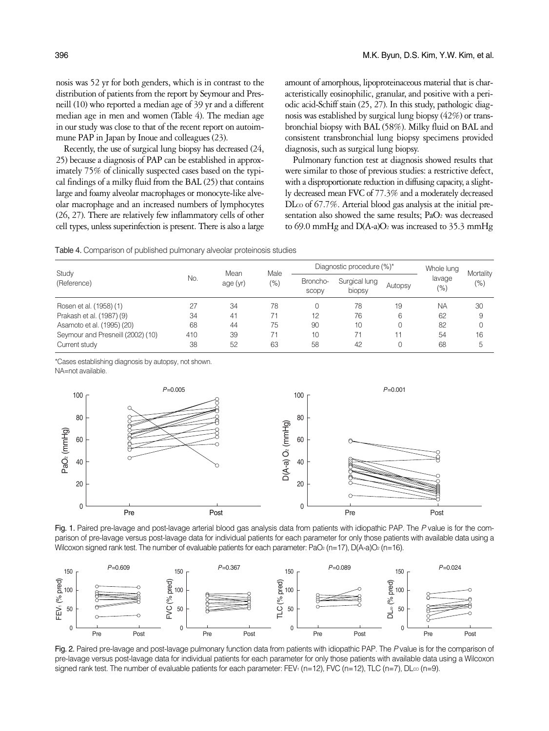nosis was 52 yr for both genders, which is in contrast to the distribution of patients from the report by Seymour and Presneill (10) who reported a median age of 39 yr and a different median age in men and women (Table 4). The median age in our study was close to that of the recent report on autoimmune PAP in Japan by Inoue and colleagues (23).

Recently, the use of surgical lung biopsy has decreased (24, 25) because a diagnosis of PAP can be established in approximately 75% of clinically suspected cases based on the typical findings of a milky fluid from the BAL (25) that contains large and foamy alveolar macrophages or monocyte-like alveolar macrophage and an increased numbers of lymphocytes (26, 27). There are relatively few inflammatory cells of other cell types, unless superinfection is present. There is also a large amount of amorphous, lipoproteinaceous material that is characteristically eosinophilic, granular, and positive with a periodic acid-Schiff stain (25, 27). In this study, pathologic diagnosis was established by surgical lung biopsy (42%) or transbronchial biopsy with BAL (58%). Milky fluid on BAL and consistent transbronchial lung biopsy specimens provided diagnosis, such as surgical lung biopsy.

Pulmonary function test at diagnosis showed results that were similar to those of previous studies: a restrictive defect, with a disproportionate reduction in diffusing capacity, a slightly decreased mean FVC of 77.3% and a moderately decreased $DL_{CO}$ of 67.7%. Arterial blood gas analysis at the initial presentation also showed the same results; $PaO_2$ was decreased to 69.0 mmHg and $D(A\text{-}a)O_2$ was increased to 35.3 mmHg

Table 4. Comparison of published pulmonary alveolar proteinosis studies

| Study (Reference) | No. | Mean age (yr) | Male (%) | Diagnostic procedure (%)* | | | Whole lung lavage (%) | Mortality (%) |
|---|---|---|---|---|---|---|---|---|
| | | | | Broncho-scopy | Surgical lung biopsy | Autopsy | | |
| Rosen et al. (1958) (1) | 27 | 34 | 78 | 0 | 78 | 19 | NA | 30 |
| Prakash et al. (1987) (9) | 34 | 41 | 71 | 12 | 76 | 6 | 62 | 9 |
| Asamoto et al. (1995) (20) | 68 | 44 | 75 | 90 | 10 | 0 | 82 | 0 |
| Seymour and Presneill (2002) (10) | 410 | 39 | 71 | 10 | 71 | 11 | 54 | 16 |
| Current study | 38 | 52 | 63 | 58 | 42 | 0 | 68 | 5 |

*Cases establishing diagnosis by autopsy, not shown.
NA=not available.

Fig. 1. Paired pre-lavage and post-lavage arterial blood gas analysis data from patients with idiopathic PAP. The *P* value is for the comparison of pre-lavage versus post-lavage data for individual patients for each parameter for only those patients with available data using a Wilcoxon signed rank test. The number of evaluable patients for each parameter: $PaO_2$ (n=17), $D(A\text{-}a)O_2$ (n=16).

Fig. 2. Paired pre-lavage and post-lavage pulmonary function data from patients with idiopathic PAP. The *P* value is for the comparison of pre-lavage versus post-lavage data for individual patients for each parameter for only those patients with available data using a Wilcoxon signed rank test. The number of evaluable patients for each parameter: $FEV_1$ (n=12), FVC (n=12), TLC (n=7), $DL_{CO}$ (n=9).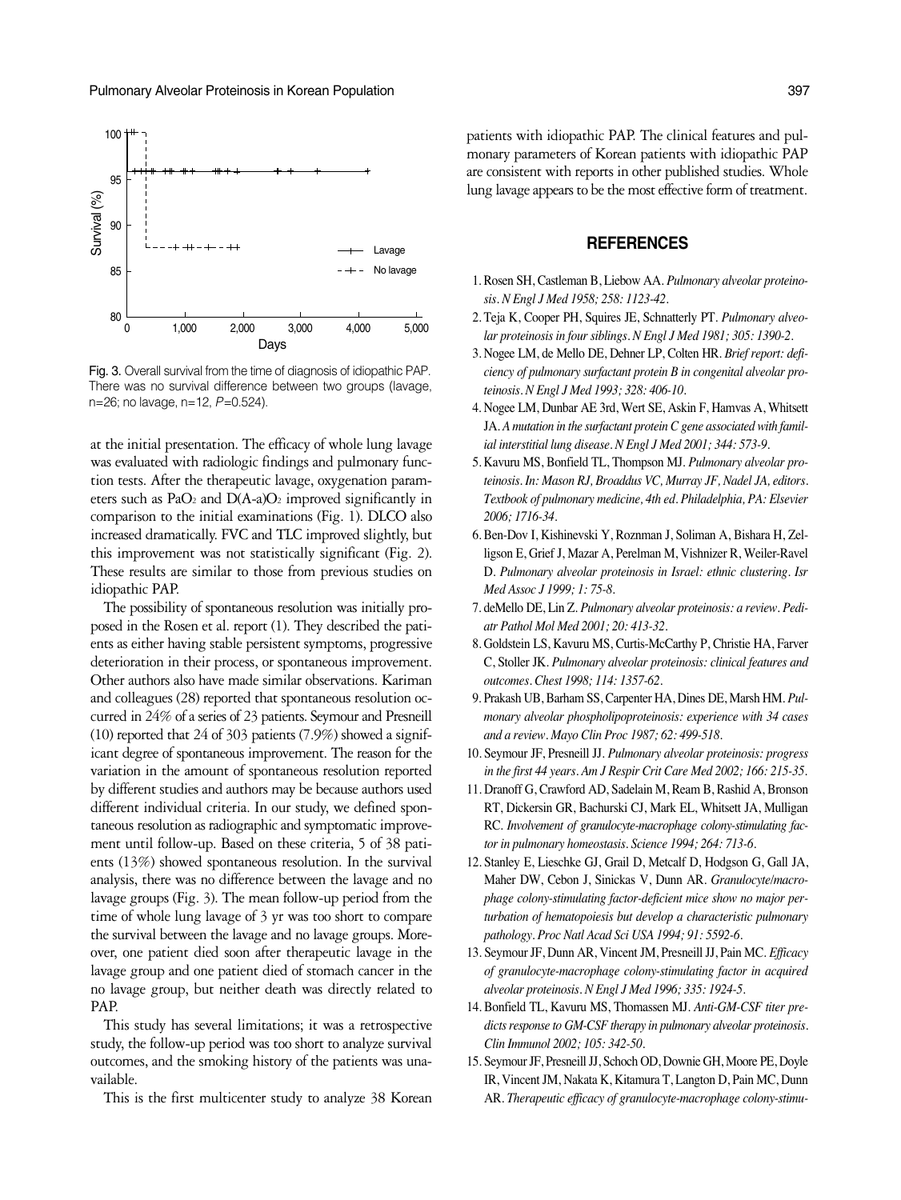Fig. 3. Overall survival from the time of diagnosis of idiopathic PAP. There was no survival difference between two groups (lavage, n=26; no lavage, n=12, $P$=0.524).

at the initial presentation. The efficacy of whole lung lavage was evaluated with radiologic findings and pulmonary function tests. After the therapeutic lavage, oxygenation parameters such as $PaO_2$ and $D(A\text{-}a)O_2$ improved significantly in comparison to the initial examinations (Fig. 1). DLCO also increased dramatically. FVC and TLC improved slightly, but this improvement was not statistically significant (Fig. 2). These results are similar to those from previous studies on idiopathic PAP.

The possibility of spontaneous resolution was initially proposed in the Rosen et al. report (1). They described the patients as either having stable persistent symptoms, progressive deterioration in their process, or spontaneous improvement. Other authors also have made similar observations. Kariman and colleagues (28) reported that spontaneous resolution occurred in 24% of a series of 23 patients. Seymour and Presneill (10) reported that 24 of 303 patients (7.9%) showed a significant degree of spontaneous improvement. The reason for the variation in the amount of spontaneous resolution reported by different studies and authors may be because authors used different individual criteria. In our study, we defined spontaneous resolution as radiographic and symptomatic improvement until follow-up. Based on these criteria, 5 of 38 patients (13%) showed spontaneous resolution. In the survival analysis, there was no difference between the lavage and no lavage groups (Fig. 3). The mean follow-up period from the time of whole lung lavage of 3 yr was too short to compare the survival between the lavage and no lavage groups. Moreover, one patient died soon after therapeutic lavage in the lavage group and one patient died of stomach cancer in the no lavage group, but neither death was directly related to PAP.

This study has several limitations; it was a retrospective study, the follow-up period was too short to analyze survival outcomes, and the smoking history of the patients was unavailable.

This is the first multicenter study to analyze 38 Korean patients with idiopathic PAP. The clinical features and pulmonary parameters of Korean patients with idiopathic PAP are consistent with reports in other published studies. Whole lung lavage appears to be the most effective form of treatment.

## REFERENCES

1. Rosen SH, Castleman B, Liebow AA. *Pulmonary alveolar proteinosis. N Engl J Med 1958; 258: 1123-42.*
2. Teja K, Cooper PH, Squires JE, Schnatterly PT. *Pulmonary alveolar proteinosis in four siblings. N Engl J Med 1981; 305: 1390-2.*
3. Nogee LM, de Mello DE, Dehner LP, Colten HR. *Brief report: deficiency of pulmonary surfactant protein B in congenital alveolar proteinosis. N Engl J Med 1993; 328: 406-10.*
4. Nogee LM, Dunbar AE 3rd, Wert SE, Askin F, Hamvas A, Whitsett JA. *A mutation in the surfactant protein C gene associated with familial interstitial lung disease. N Engl J Med 2001; 344: 573-9.*
5. Kavuru MS, Bonfield TL, Thompson MJ. *Pulmonary alveolar proteinosis. In: Mason RJ, Broaddus VC, Murray JF, Nadel JA, editors. Textbook of pulmonary medicine, 4th ed. Philadelphia, PA: Elsevier 2006; 1716-34.*
6. Ben-Dov I, Kishinevski Y, Roznman J, Soliman A, Bishara H, Zelligson E, Grief J, Mazar A, Perelman M, Vishnizer R, Weiler-Ravel D. *Pulmonary alveolar proteinosis in Israel: ethnic clustering. Isr Med Assoc J 1999; 1: 75-8.*
7. deMello DE, Lin Z. *Pulmonary alveolar proteinosis: a review. Pediatr Pathol Mol Med 2001; 20: 413-32.*
8. Goldstein LS, Kavuru MS, Curtis-McCarthy P, Christie HA, Farver C, Stoller JK. *Pulmonary alveolar proteinosis: clinical features and outcomes. Chest 1998; 114: 1357-62.*
9. Prakash UB, Barham SS, Carpenter HA, Dines DE, Marsh HM. *Pulmonary alveolar phospholipoproteinosis: experience with 34 cases and a review. Mayo Clin Proc 1987; 62: 499-518.*
10. Seymour JF, Presneill JJ. *Pulmonary alveolar proteinosis: progress in the first 44 years. Am J Respir Crit Care Med 2002; 166: 215-35.*
11. Dranoff G, Crawford AD, Sadelain M, Ream B, Rashid A, Bronson RT, Dickersin GR, Bachurski CJ, Mark EL, Whitsett JA, Mulligan RC. *Involvement of granulocyte-macrophage colony-stimulating factor in pulmonary homeostasis. Science 1994; 264: 713-6.*
12. Stanley E, Lieschke GJ, Grail D, Metcalf D, Hodgson G, Gall JA, Maher DW, Cebon J, Sinickas V, Dunn AR. *Granulocyte/macrophage colony-stimulating factor-deficient mice show no major perturbation of hematopoiesis but develop a characteristic pulmonary pathology. Proc Natl Acad Sci USA 1994; 91: 5592-6.*
13. Seymour JF, Dunn AR, Vincent JM, Presneill JJ, Pain MC. *Efficacy of granulocyte-macrophage colony-stimulating factor in acquired alveolar proteinosis. N Engl J Med 1996; 335: 1924-5.*
14. Bonfield TL, Kavuru MS, Thomassen MJ. *Anti-GM-CSF titer predicts response to GM-CSF therapy in pulmonary alveolar proteinosis. Clin Immunol 2002; 105: 342-50.*
15. Seymour JF, Presneill JJ, Schoch OD, Downie GH, Moore PE, Doyle IR, Vincent JM, Nakata K, Kitamura T, Langton D, Pain MC, Dunn AR. *Therapeutic efficacy of granulocyte-macrophage colony-stimu-*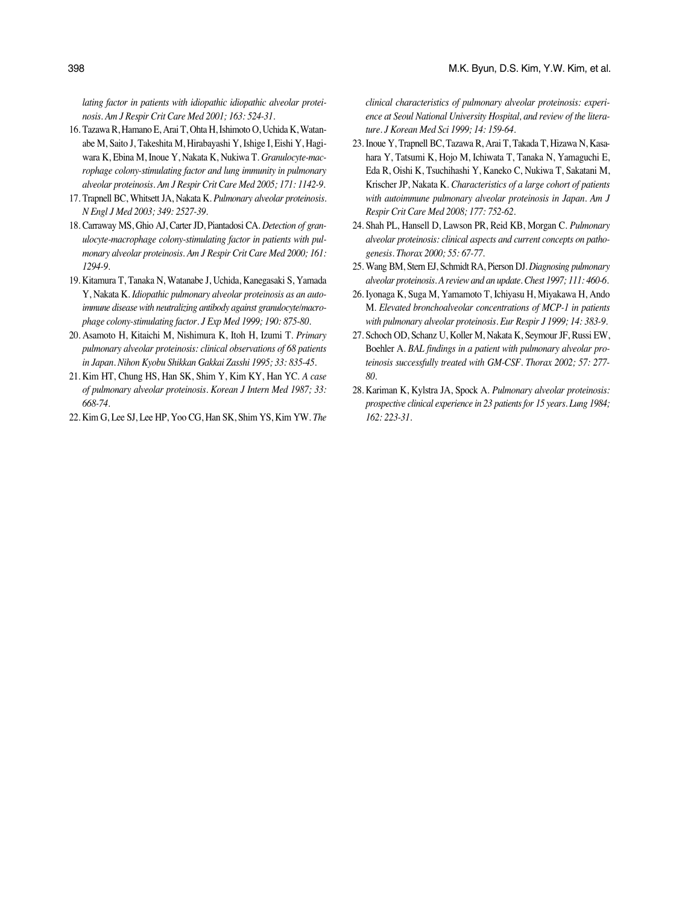lating factor in patients with idiopathic idiopathic alveolar proteinosis. Am J Respir Crit Care Med 2001; 163: 524-31.

16. Tazawa R, Hamano E, Arai T, Ohta H, Ishimoto O, Uchida K, Watanabe M, Saito J, Takeshita M, Hirabayashi Y, Ishige I, Eishi Y, Hagiwara K, Ebina M, Inoue Y, Nakata K, Nukiwa T. *Granulocyte-macrophage colony-stimulating factor and lung immunity in pulmonary alveolar proteinosis. Am J Respir Crit Care Med 2005; 171: 1142-9.*
17. Trapnell BC, Whitsett JA, Nakata K. *Pulmonary alveolar proteinosis. N Engl J Med 2003; 349: 2527-39.*
18. Carraway MS, Ghio AJ, Carter JD, Piantadosi CA. *Detection of granulocyte-macrophage colony-stimulating factor in patients with pulmonary alveolar proteinosis. Am J Respir Crit Care Med 2000; 161: 1294-9.*
19. Kitamura T, Tanaka N, Watanabe J, Uchida, Kanegasaki S, Yamada Y, Nakata K. *Idiopathic pulmonary alveolar proteinosis as an autoimmune disease with neutralizing antibody against granulocyte/macrophage colony-stimulating factor. J Exp Med 1999; 190: 875-80.*
20. Asamoto H, Kitaichi M, Nishimura K, Itoh H, Izumi T. *Primary pulmonary alveolar proteinosis: clinical observations of 68 patients in Japan. Nihon Kyobu Shikkan Gakkai Zasshi 1995; 33: 835-45.*
21. Kim HT, Chung HS, Han SK, Shim Y, Kim KY, Han YC. *A case of pulmonary alveolar proteinosis. Korean J Intern Med 1987; 33: 668-74.*
22. Kim G, Lee SJ, Lee HP, Yoo CG, Han SK, Shim YS, Kim YW. *The clinical characteristics of pulmonary alveolar proteinosis: experience at Seoul National University Hospital, and review of the literature. J Korean Med Sci 1999; 14: 159-64.*
23. Inoue Y, Trapnell BC, Tazawa R, Arai T, Takada T, Hizawa N, Kasahara Y, Tatsumi K, Hojo M, Ichiwata T, Tanaka N, Yamaguchi E, Eda R, Oishi K, Tsuchihashi Y, Kaneko C, Nukiwa T, Sakatani M, Krischer JP, Nakata K. *Characteristics of a large cohort of patients with autoimmune pulmonary alveolar proteinosis in Japan. Am J Respir Crit Care Med 2008; 177: 752-62.*
24. Shah PL, Hansell D, Lawson PR, Reid KB, Morgan C. *Pulmonary alveolar proteinosis: clinical aspects and current concepts on pathogenesis. Thorax 2000; 55: 67-77.*
25. Wang BM, Stern EJ, Schmidt RA, Pierson DJ. *Diagnosing pulmonary alveolar proteinosis. A review and an update. Chest 1997; 111: 460-6.*
26. Iyonaga K, Suga M, Yamamoto T, Ichiyasu H, Miyakawa H, Ando M. *Elevated bronchoalveolar concentrations of MCP-1 in patients with pulmonary alveolar proteinosis. Eur Respir J 1999; 14: 383-9.*
27. Schoch OD, Schanz U, Koller M, Nakata K, Seymour JF, Russi EW, Boehler A. *BAL findings in a patient with pulmonary alveolar proteinosis successfully treated with GM-CSF. Thorax 2002; 57: 277-80.*
28. Kariman K, Kylstra JA, Spock A. *Pulmonary alveolar proteinosis: prospective clinical experience in 23 patients for 15 years. Lung 1984; 162: 223-31.*